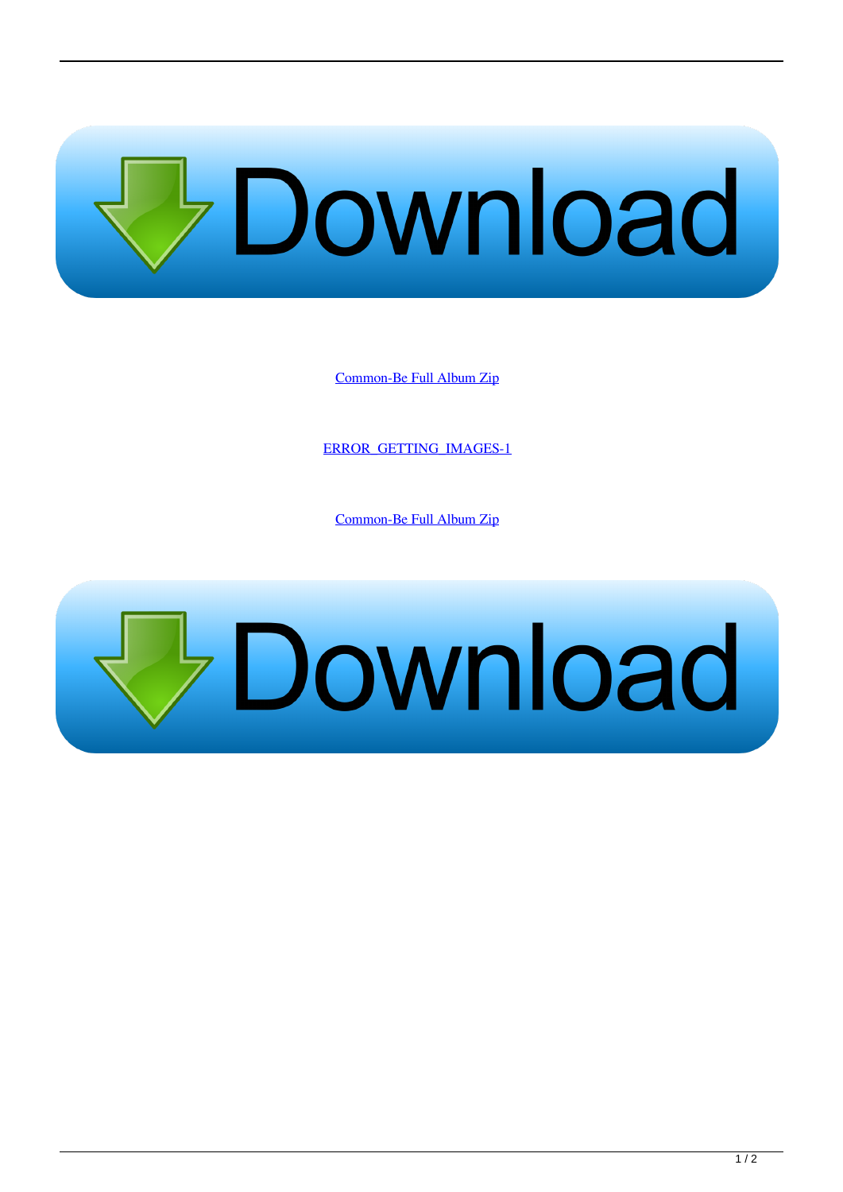Common-Be Full Album Zip

ERROR_GETTING_IMAGES-1

Common-Be Full Album Zip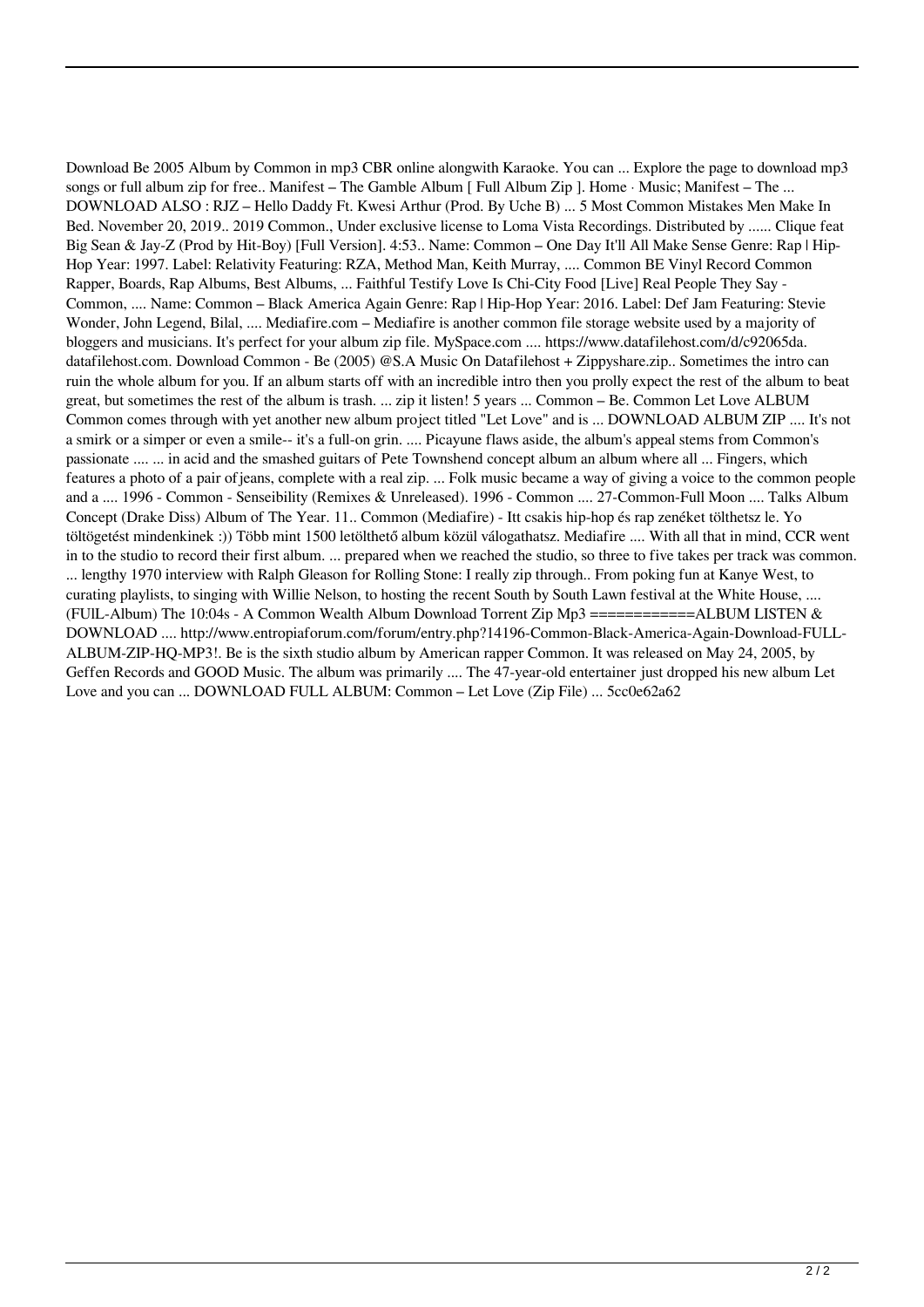Download Be 2005 Album by Common in mp3 CBR online alongwith Karaoke. You can ... Explore the page to download mp3 songs or full album zip for free.. Manifest – The Gamble Album [ Full Album Zip ]. Home · Music; Manifest – The ... DOWNLOAD ALSO : RJZ – Hello Daddy Ft. Kwesi Arthur (Prod. By Uche B) ... 5 Most Common Mistakes Men Make In Bed. November 20, 2019.. 2019 Common., Under exclusive license to Loma Vista Recordings. Distributed by ...... Clique feat Big Sean & Jay-Z (Prod by Hit-Boy) [Full Version]. 4:53.. Name: Common – One Day It'll All Make Sense Genre: Rap | Hip-Hop Year: 1997. Label: Relativity Featuring: RZA, Method Man, Keith Murray, .... Common BE Vinyl Record Common Rapper, Boards, Rap Albums, Best Albums, ... Faithful Testify Love Is Chi-City Food [Live] Real People They Say - Common, .... Name: Common – Black America Again Genre: Rap | Hip-Hop Year: 2016. Label: Def Jam Featuring: Stevie Wonder, John Legend, Bilal, .... Mediafire.com – Mediafire is another common file storage website used by a majority of bloggers and musicians. It's perfect for your album zip file. MySpace.com .... https://www.datafilehost.com/d/c92065da. datafilehost.com. Download Common - Be (2005) @S.A Music On Datafilehost + Zippyshare.zip.. Sometimes the intro can ruin the whole album for you. If an album starts off with an incredible intro then you prolly expect the rest of the album to beat great, but sometimes the rest of the album is trash. ... zip it listen! 5 years ... Common – Be. Common Let Love ALBUM Common comes through with yet another new album project titled "Let Love" and is ... DOWNLOAD ALBUM ZIP .... It's not a smirk or a simper or even a smile-- it's a full-on grin. .... Picayune flaws aside, the album's appeal stems from Common's passionate .... ... in acid and the smashed guitars of Pete Townshend concept album an album where all ... Fingers, which features a photo of a pair of jeans, complete with a real zip. ... Folk music became a way of giving a voice to the common people and a .... 1996 - Common - Senseibility (Remixes & Unreleased). 1996 - Common .... 27-Common-Full Moon .... Talks Album Concept (Drake Diss) Album of The Year. 11.. Common (Mediafire) - Itt csakis hip-hop és rap zenéket tölthetsz le. Yo töltögetést mindenkinek :)) Több mint 1500 letölthető album közül válogathatsz. Mediafire .... With all that in mind, CCR went in to the studio to record their first album. ... prepared when we reached the studio, so three to five takes per track was common. ... lengthy 1970 interview with Ralph Gleason for Rolling Stone: I really zip through.. From poking fun at Kanye West, to curating playlists, to singing with Willie Nelson, to hosting the recent South by South Lawn festival at the White House, .... (FUlL-Album) The 10:04s - A Common Wealth Album Download Torrent Zip Mp3 ============ALBUM LISTEN & DOWNLOAD .... http://www.entropiaforum.com/forum/entry.php?14196-Common-Black-America-Again-Download-FULL-ALBUM-ZIP-HQ-MP3!. Be is the sixth studio album by American rapper Common. It was released on May 24, 2005, by Geffen Records and GOOD Music. The album was primarily .... The 47-year-old entertainer just dropped his new album Let Love and you can ... DOWNLOAD FULL ALBUM: Common – Let Love (Zip File) ... 5cc0e62a62